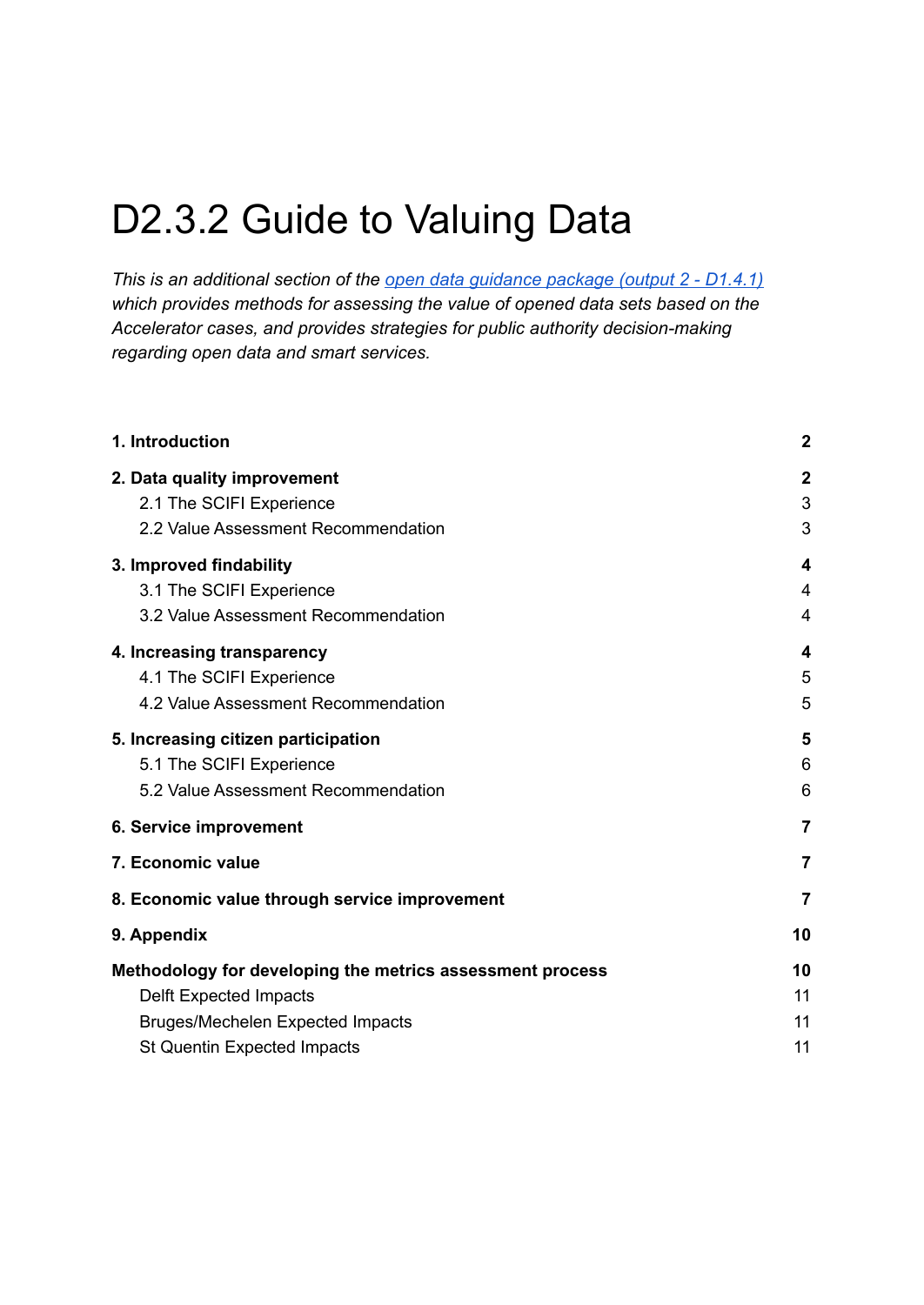# D2.3.2 Guide to Valuing Data

*This is an additional section of the [open data guidance package (output 2 - D1.4.1)](#) which provides methods for assessing the value of opened data sets based on the Accelerator cases, and provides strategies for public authority decision-making regarding open data and smart services.*

| | |
|---|---|
| **1. Introduction** | **2** |
| **2. Data quality improvement** | **2** |
| 2.1 The SCIFI Experience | 3 |
| 2.2 Value Assessment Recommendation | 3 |
| **3. Improved findability** | **4** |
| 3.1 The SCIFI Experience | 4 |
| 3.2 Value Assessment Recommendation | 4 |
| **4. Increasing transparency** | **4** |
| 4.1 The SCIFI Experience | 5 |
| 4.2 Value Assessment Recommendation | 5 |
| **5. Increasing citizen participation** | **5** |
| 5.1 The SCIFI Experience | 6 |
| 5.2 Value Assessment Recommendation | 6 |
| **6. Service improvement** | **7** |
| **7. Economic value** | **7** |
| **8. Economic value through service improvement** | **7** |
| **9. Appendix** | **10** |
| **Methodology for developing the metrics assessment process** | **10** |
| Delft Expected Impacts | 11 |
| Bruges/Mechelen Expected Impacts | 11 |
| St Quentin Expected Impacts | 11 |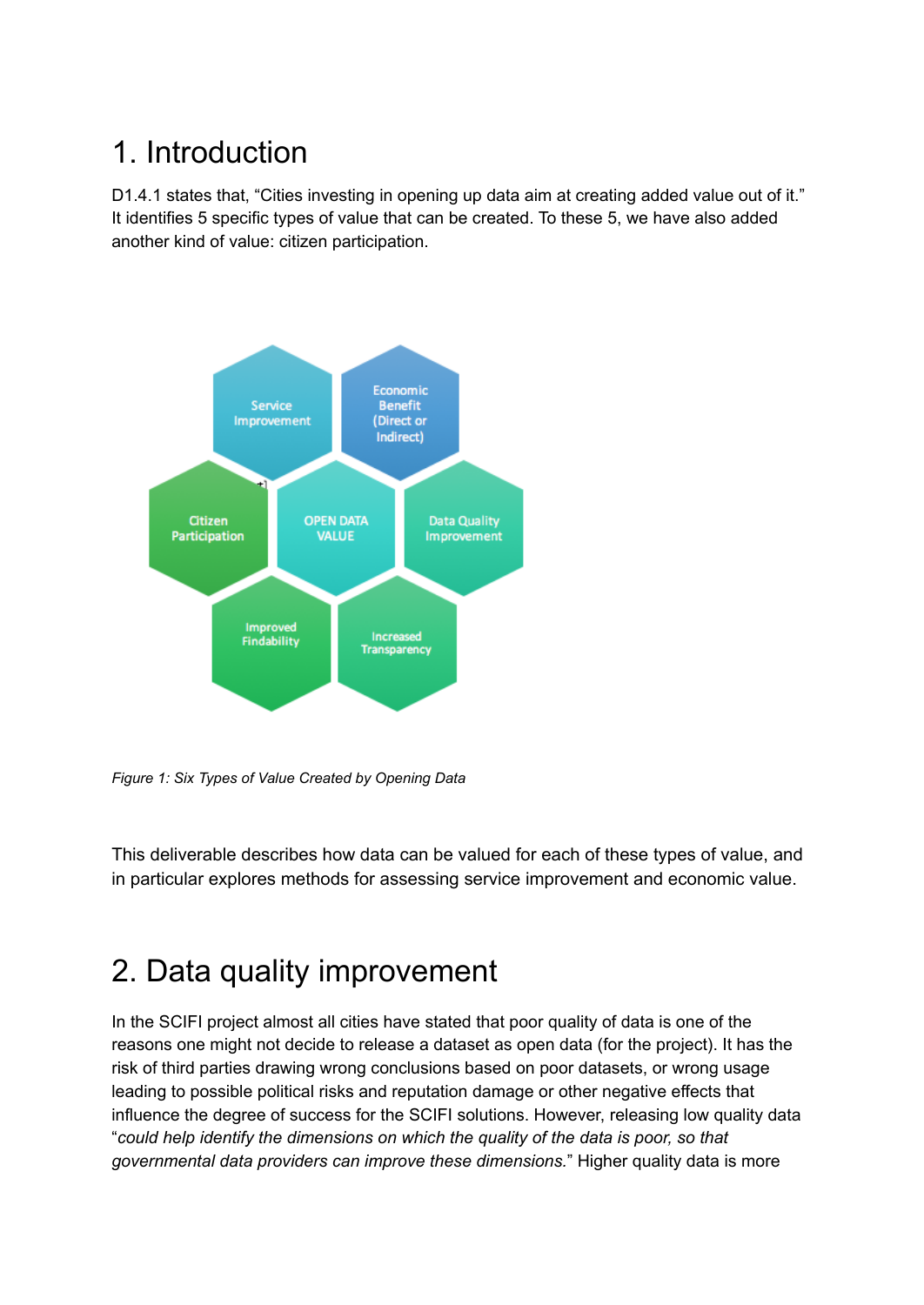# 1. Introduction

D1.4.1 states that, "Cities investing in opening up data aim at creating added value out of it." It identifies 5 specific types of value that can be created. To these 5, we have also added another kind of value: citizen participation.

*Figure 1: Six Types of Value Created by Opening Data*

This deliverable describes how data can be valued for each of these types of value, and in particular explores methods for assessing service improvement and economic value.

# 2. Data quality improvement

In the SCIFI project almost all cities have stated that poor quality of data is one of the reasons one might not decide to release a dataset as open data (for the project). It has the risk of third parties drawing wrong conclusions based on poor datasets, or wrong usage leading to possible political risks and reputation damage or other negative effects that influence the degree of success for the SCIFI solutions. However, releasing low quality data "*could help identify the dimensions on which the quality of the data is poor, so that governmental data providers can improve these dimensions.*" Higher quality data is more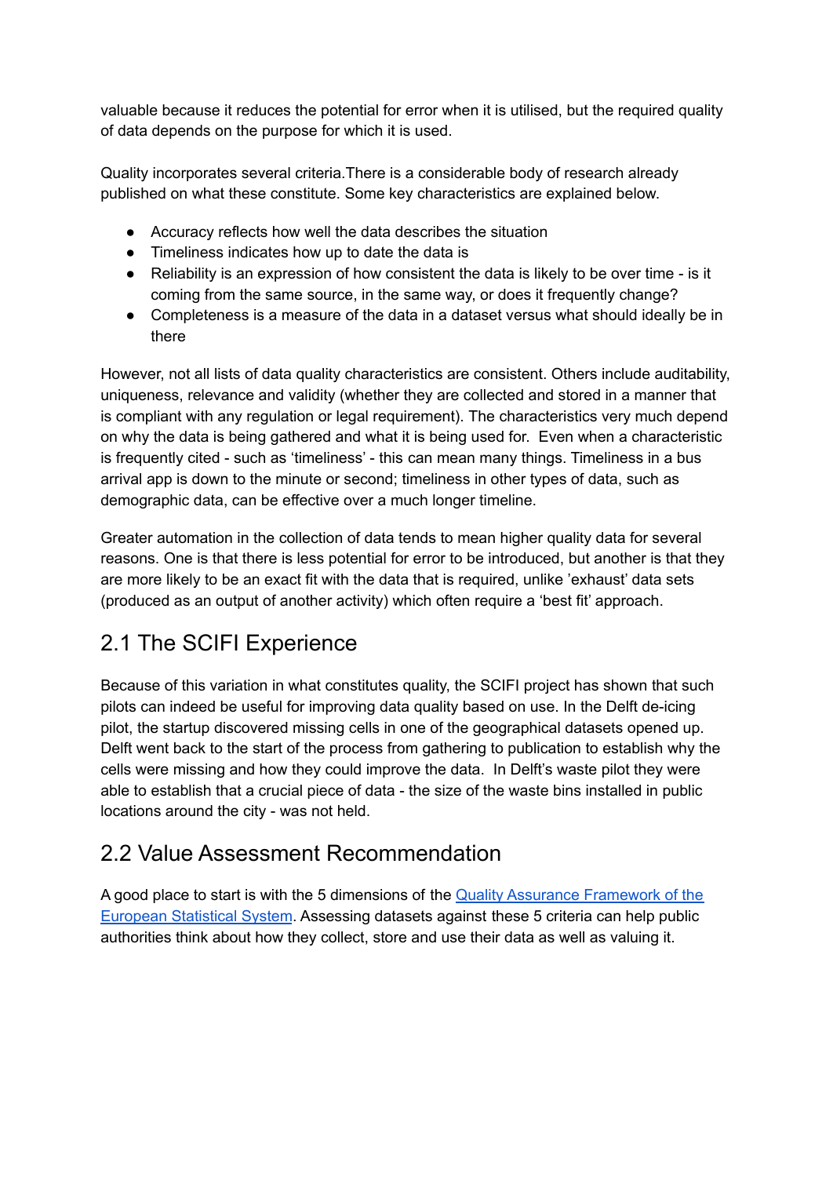valuable because it reduces the potential for error when it is utilised, but the required quality of data depends on the purpose for which it is used.

Quality incorporates several criteria.There is a considerable body of research already published on what these constitute. Some key characteristics are explained below.

- Accuracy reflects how well the data describes the situation
- Timeliness indicates how up to date the data is
- Reliability is an expression of how consistent the data is likely to be over time - is it coming from the same source, in the same way, or does it frequently change?
- Completeness is a measure of the data in a dataset versus what should ideally be in there

However, not all lists of data quality characteristics are consistent. Others include auditability, uniqueness, relevance and validity (whether they are collected and stored in a manner that is compliant with any regulation or legal requirement). The characteristics very much depend on why the data is being gathered and what it is being used for. Even when a characteristic is frequently cited - such as 'timeliness' - this can mean many things. Timeliness in a bus arrival app is down to the minute or second; timeliness in other types of data, such as demographic data, can be effective over a much longer timeline.

Greater automation in the collection of data tends to mean higher quality data for several reasons. One is that there is less potential for error to be introduced, but another is that they are more likely to be an exact fit with the data that is required, unlike 'exhaust' data sets (produced as an output of another activity) which often require a 'best fit' approach.

## 2.1 The SCIFI Experience

Because of this variation in what constitutes quality, the SCIFI project has shown that such pilots can indeed be useful for improving data quality based on use. In the Delft de-icing pilot, the startup discovered missing cells in one of the geographical datasets opened up. Delft went back to the start of the process from gathering to publication to establish why the cells were missing and how they could improve the data. In Delft's waste pilot they were able to establish that a crucial piece of data - the size of the waste bins installed in public locations around the city - was not held.

## 2.2 Value Assessment Recommendation

A good place to start is with the 5 dimensions of the Quality Assurance Framework of the European Statistical System. Assessing datasets against these 5 criteria can help public authorities think about how they collect, store and use their data as well as valuing it.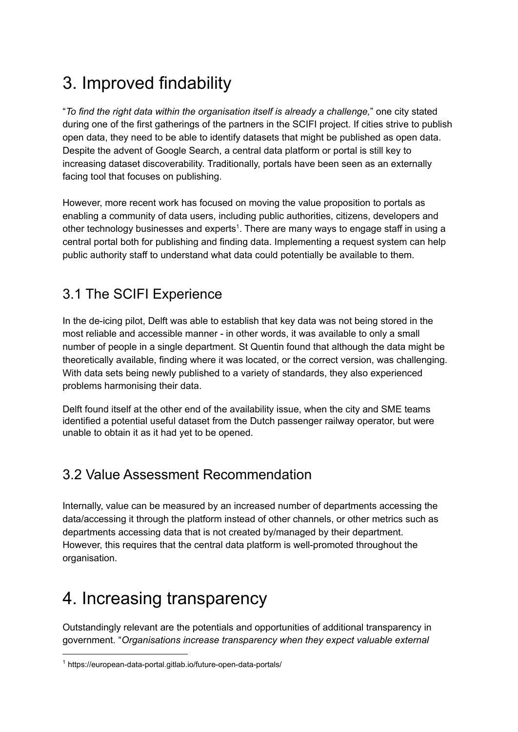# 3. Improved findability

"*To find the right data within the organisation itself is already a challenge,*" one city stated during one of the first gatherings of the partners in the SCIFI project. If cities strive to publish open data, they need to be able to identify datasets that might be published as open data. Despite the advent of Google Search, a central data platform or portal is still key to increasing dataset discoverability. Traditionally, portals have been seen as an externally facing tool that focuses on publishing.

However, more recent work has focused on moving the value proposition to portals as enabling a community of data users, including public authorities, citizens, developers and other technology businesses and experts[1]. There are many ways to engage staff in using a central portal both for publishing and finding data. Implementing a request system can help public authority staff to understand what data could potentially be available to them.

## 3.1 The SCIFI Experience

In the de-icing pilot, Delft was able to establish that key data was not being stored in the most reliable and accessible manner - in other words, it was available to only a small number of people in a single department. St Quentin found that although the data might be theoretically available, finding where it was located, or the correct version, was challenging. With data sets being newly published to a variety of standards, they also experienced problems harmonising their data.

Delft found itself at the other end of the availability issue, when the city and SME teams identified a potential useful dataset from the Dutch passenger railway operator, but were unable to obtain it as it had yet to be opened.

## 3.2 Value Assessment Recommendation

Internally, value can be measured by an increased number of departments accessing the data/accessing it through the platform instead of other channels, or other metrics such as departments accessing data that is not created by/managed by their department. However, this requires that the central data platform is well-promoted throughout the organisation.

# 4. Increasing transparency

Outstandingly relevant are the potentials and opportunities of additional transparency in government. "*Organisations increase transparency when they expect valuable external*

---

[1] https://european-data-portal.gitlab.io/future-open-data-portals/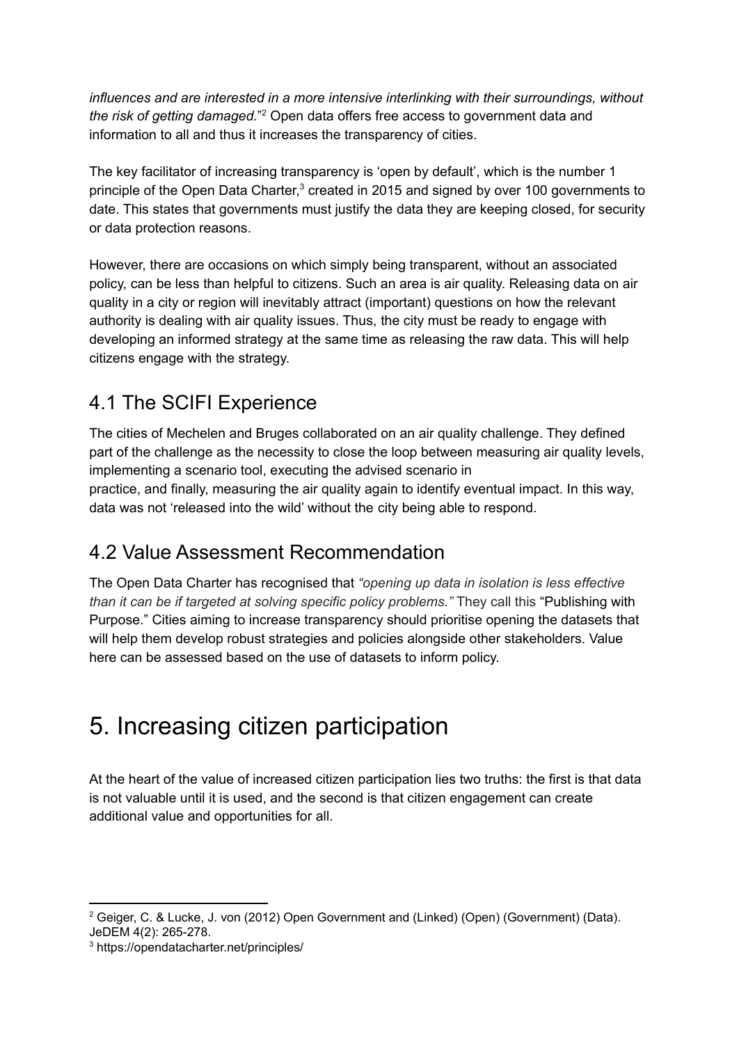*influences and are interested in a more intensive interlinking with their surroundings, without the risk of getting damaged.*"[2] Open data offers free access to government data and information to all and thus it increases the transparency of cities.

The key facilitator of increasing transparency is 'open by default', which is the number 1 principle of the Open Data Charter,[3] created in 2015 and signed by over 100 governments to date. This states that governments must justify the data they are keeping closed, for security or data protection reasons.

However, there are occasions on which simply being transparent, without an associated policy, can be less than helpful to citizens. Such an area is air quality. Releasing data on air quality in a city or region will inevitably attract (important) questions on how the relevant authority is dealing with air quality issues. Thus, the city must be ready to engage with developing an informed strategy at the same time as releasing the raw data. This will help citizens engage with the strategy.

## 4.1 The SCIFI Experience

The cities of Mechelen and Bruges collaborated on an air quality challenge. They defined part of the challenge as the necessity to close the loop between measuring air quality levels, implementing a scenario tool, executing the advised scenario in practice, and finally, measuring the air quality again to identify eventual impact. In this way, data was not 'released into the wild' without the city being able to respond.

## 4.2 Value Assessment Recommendation

The Open Data Charter has recognised that *"opening up data in isolation is less effective than it can be if targeted at solving specific policy problems."* They call this "Publishing with Purpose." Cities aiming to increase transparency should prioritise opening the datasets that will help them develop robust strategies and policies alongside other stakeholders. Value here can be assessed based on the use of datasets to inform policy.

# 5. Increasing citizen participation

At the heart of the value of increased citizen participation lies two truths: the first is that data is not valuable until it is used, and the second is that citizen engagement can create additional value and opportunities for all.

---

[2] Geiger, C. & Lucke, J. von (2012) Open Government and (Linked) (Open) (Government) (Data). JeDEM 4(2): 265-278.

[3] https://opendatacharter.net/principles/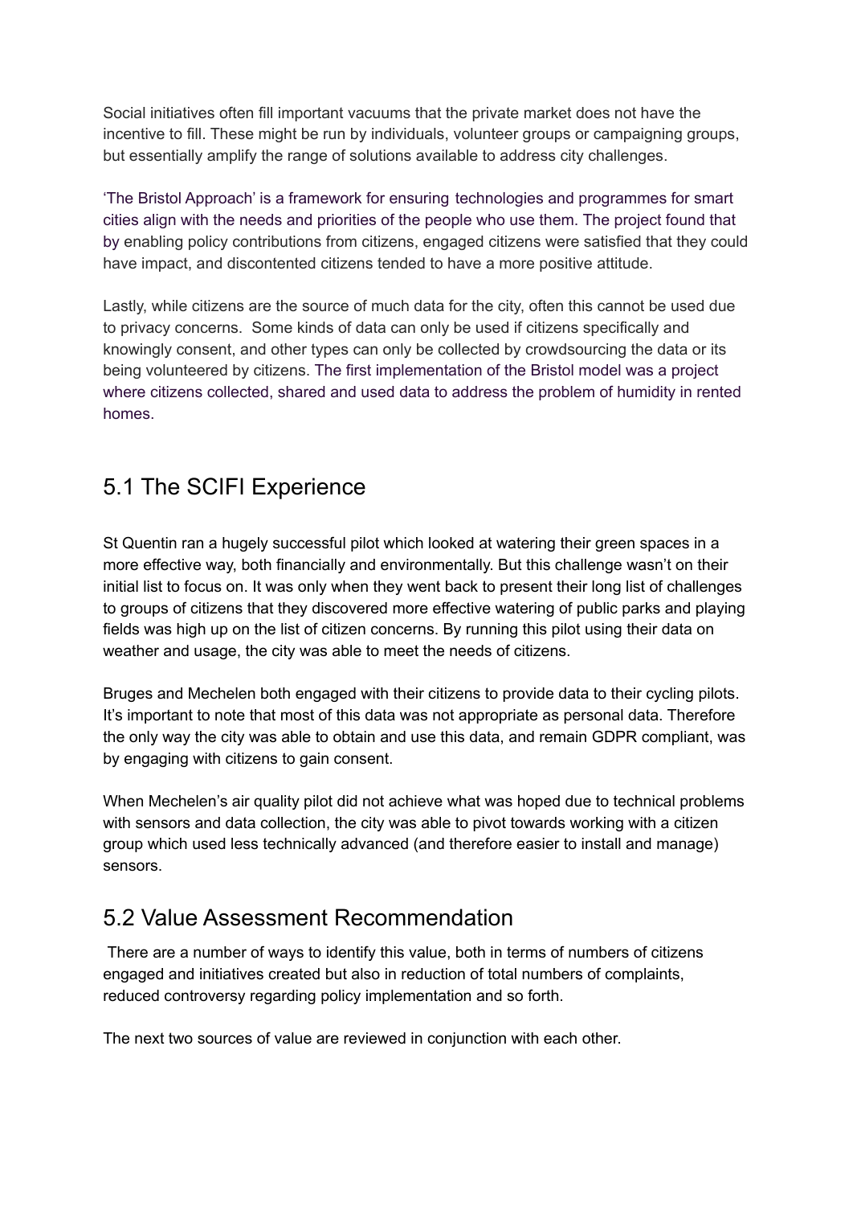Social initiatives often fill important vacuums that the private market does not have the incentive to fill. These might be run by individuals, volunteer groups or campaigning groups, but essentially amplify the range of solutions available to address city challenges.

'The Bristol Approach' is a framework for ensuring technologies and programmes for smart cities align with the needs and priorities of the people who use them. The project found that by enabling policy contributions from citizens, engaged citizens were satisfied that they could have impact, and discontented citizens tended to have a more positive attitude.

Lastly, while citizens are the source of much data for the city, often this cannot be used due to privacy concerns. Some kinds of data can only be used if citizens specifically and knowingly consent, and other types can only be collected by crowdsourcing the data or its being volunteered by citizens. The first implementation of the Bristol model was a project where citizens collected, shared and used data to address the problem of humidity in rented homes.

## 5.1 The SCIFI Experience

St Quentin ran a hugely successful pilot which looked at watering their green spaces in a more effective way, both financially and environmentally. But this challenge wasn't on their initial list to focus on. It was only when they went back to present their long list of challenges to groups of citizens that they discovered more effective watering of public parks and playing fields was high up on the list of citizen concerns. By running this pilot using their data on weather and usage, the city was able to meet the needs of citizens.

Bruges and Mechelen both engaged with their citizens to provide data to their cycling pilots. It's important to note that most of this data was not appropriate as personal data. Therefore the only way the city was able to obtain and use this data, and remain GDPR compliant, was by engaging with citizens to gain consent.

When Mechelen's air quality pilot did not achieve what was hoped due to technical problems with sensors and data collection, the city was able to pivot towards working with a citizen group which used less technically advanced (and therefore easier to install and manage) sensors.

## 5.2 Value Assessment Recommendation

There are a number of ways to identify this value, both in terms of numbers of citizens engaged and initiatives created but also in reduction of total numbers of complaints, reduced controversy regarding policy implementation and so forth.

The next two sources of value are reviewed in conjunction with each other.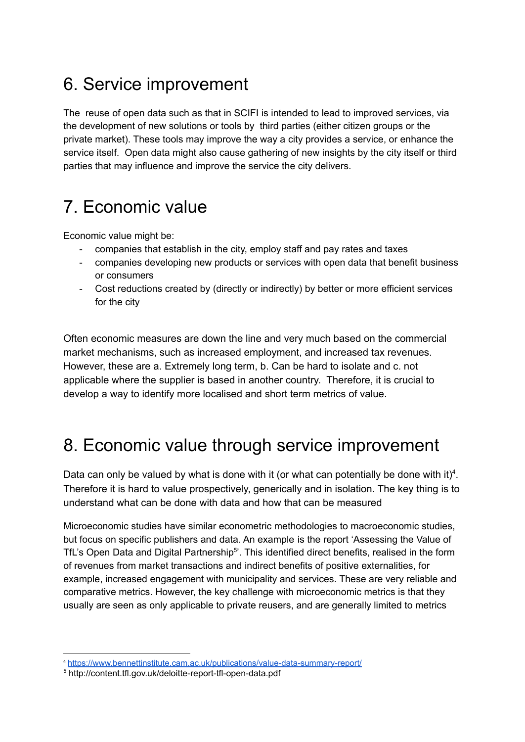# 6. Service improvement

The  reuse of open data such as that in SCIFI is intended to lead to improved services, via the development of new solutions or tools by  third parties (either citizen groups or the private market). These tools may improve the way a city provides a service, or enhance the service itself.  Open data might also cause gathering of new insights by the city itself or third parties that may influence and improve the service the city delivers.

# 7. Economic value

Economic value might be:

- companies that establish in the city, employ staff and pay rates and taxes
- companies developing new products or services with open data that benefit business or consumers
- Cost reductions created by (directly or indirectly) by better or more efficient services for the city

Often economic measures are down the line and very much based on the commercial market mechanisms, such as increased employment, and increased tax revenues. However, these are a. Extremely long term, b. Can be hard to isolate and c. not applicable where the supplier is based in another country.  Therefore, it is crucial to develop a way to identify more localised and short term metrics of value.

# 8. Economic value through service improvement

Data can only be valued by what is done with it (or what can potentially be done with it)[4]. Therefore it is hard to value prospectively, generically and in isolation. The key thing is to understand what can be done with data and how that can be measured

Microeconomic studies have similar econometric methodologies to macroeconomic studies, but focus on specific publishers and data. An example is the report 'Assessing the Value of TfL's Open Data and Digital Partnership[5]'. This identified direct benefits, realised in the form of revenues from market transactions and indirect benefits of positive externalities, for example, increased engagement with municipality and services. These are very reliable and comparative metrics. However, the key challenge with microeconomic metrics is that they usually are seen as only applicable to private reusers, and are generally limited to metrics

---

[4] https://www.bennettinstitute.cam.ac.uk/publications/value-data-summary-report/

[5] http://content.tfl.gov.uk/deloitte-report-tfl-open-data.pdf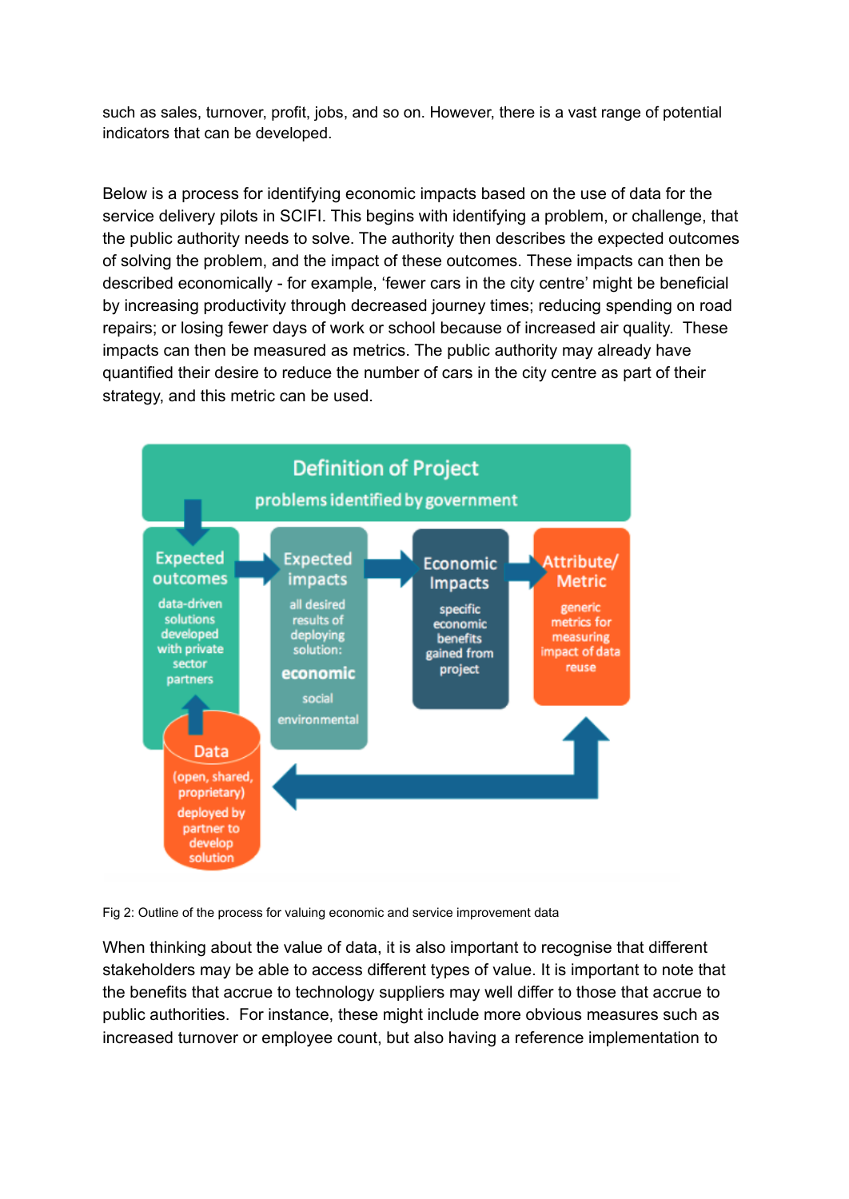such as sales, turnover, profit, jobs, and so on. However, there is a vast range of potential indicators that can be developed.

Below is a process for identifying economic impacts based on the use of data for the service delivery pilots in SCIFI. This begins with identifying a problem, or challenge, that the public authority needs to solve. The authority then describes the expected outcomes of solving the problem, and the impact of these outcomes. These impacts can then be described economically - for example, 'fewer cars in the city centre' might be beneficial by increasing productivity through decreased journey times; reducing spending on road repairs; or losing fewer days of work or school because of increased air quality. These impacts can then be measured as metrics. The public authority may already have quantified their desire to reduce the number of cars in the city centre as part of their strategy, and this metric can be used.

**Definition of Project**
problems identified by government

**Expected outcomes**
data-driven solutions developed with private sector partners

**Expected impacts**
all desired results of deploying solution:
**economic**
social
environmental

**Economic Impacts**
specific economic benefits gained from project

**Attribute/ Metric**
generic metrics for measuring impact of data reuse

**Data**
(open, shared, proprietary)
deployed by partner to develop solution

Fig 2: Outline of the process for valuing economic and service improvement data

When thinking about the value of data, it is also important to recognise that different stakeholders may be able to access different types of value. It is important to note that the benefits that accrue to technology suppliers may well differ to those that accrue to public authorities. For instance, these might include more obvious measures such as increased turnover or employee count, but also having a reference implementation to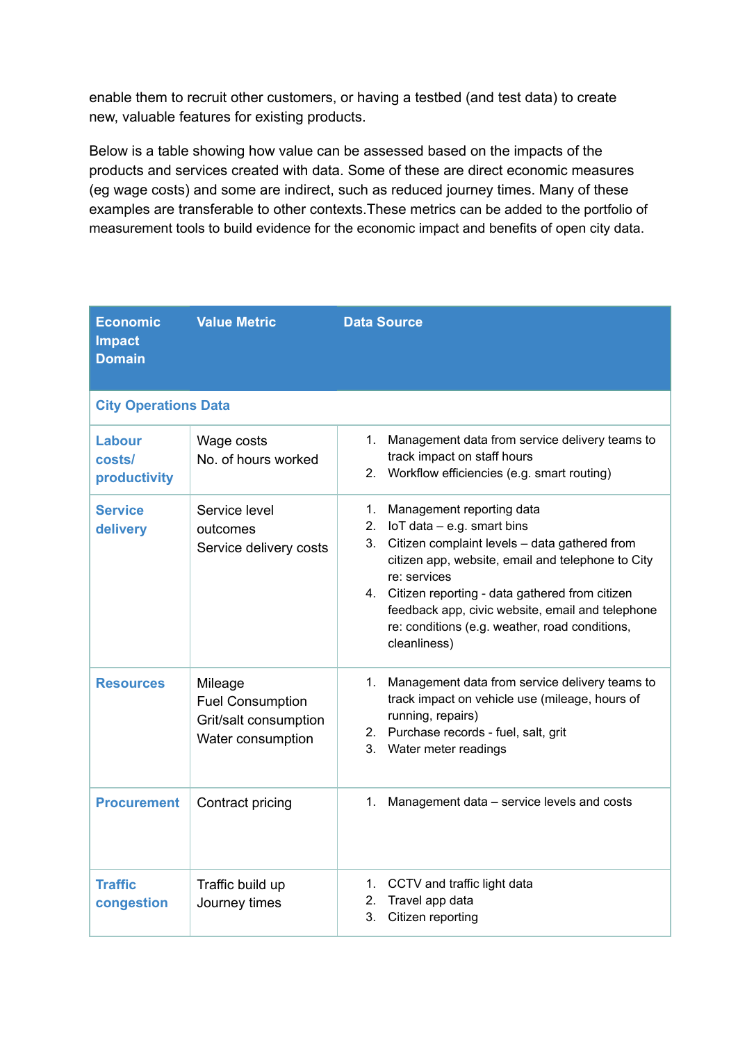enable them to recruit other customers, or having a testbed (and test data) to create new, valuable features for existing products.

Below is a table showing how value can be assessed based on the impacts of the products and services created with data. Some of these are direct economic measures (eg wage costs) and some are indirect, such as reduced journey times. Many of these examples are transferable to other contexts.These metrics can be added to the portfolio of measurement tools to build evidence for the economic impact and benefits of open city data.

| Economic Impact Domain | Value Metric | Data Source |
|---|---|---|
| **City Operations Data** | | |
| **Labour costs/ productivity** | Wage costs<br>No. of hours worked | 1. Management data from service delivery teams to track impact on staff hours<br>2. Workflow efficiencies (e.g. smart routing) |
| **Service delivery** | Service level outcomes<br>Service delivery costs | 1. Management reporting data<br>2. IoT data – e.g. smart bins<br>3. Citizen complaint levels – data gathered from citizen app, website, email and telephone to City re: services<br>4. Citizen reporting - data gathered from citizen feedback app, civic website, email and telephone re: conditions (e.g. weather, road conditions, cleanliness) |
| **Resources** | Mileage<br>Fuel Consumption<br>Grit/salt consumption<br>Water consumption | 1. Management data from service delivery teams to track impact on vehicle use (mileage, hours of running, repairs)<br>2. Purchase records - fuel, salt, grit<br>3. Water meter readings |
| **Procurement** | Contract pricing | 1. Management data – service levels and costs |
| **Traffic congestion** | Traffic build up<br>Journey times | 1. CCTV and traffic light data<br>2. Travel app data<br>3. Citizen reporting |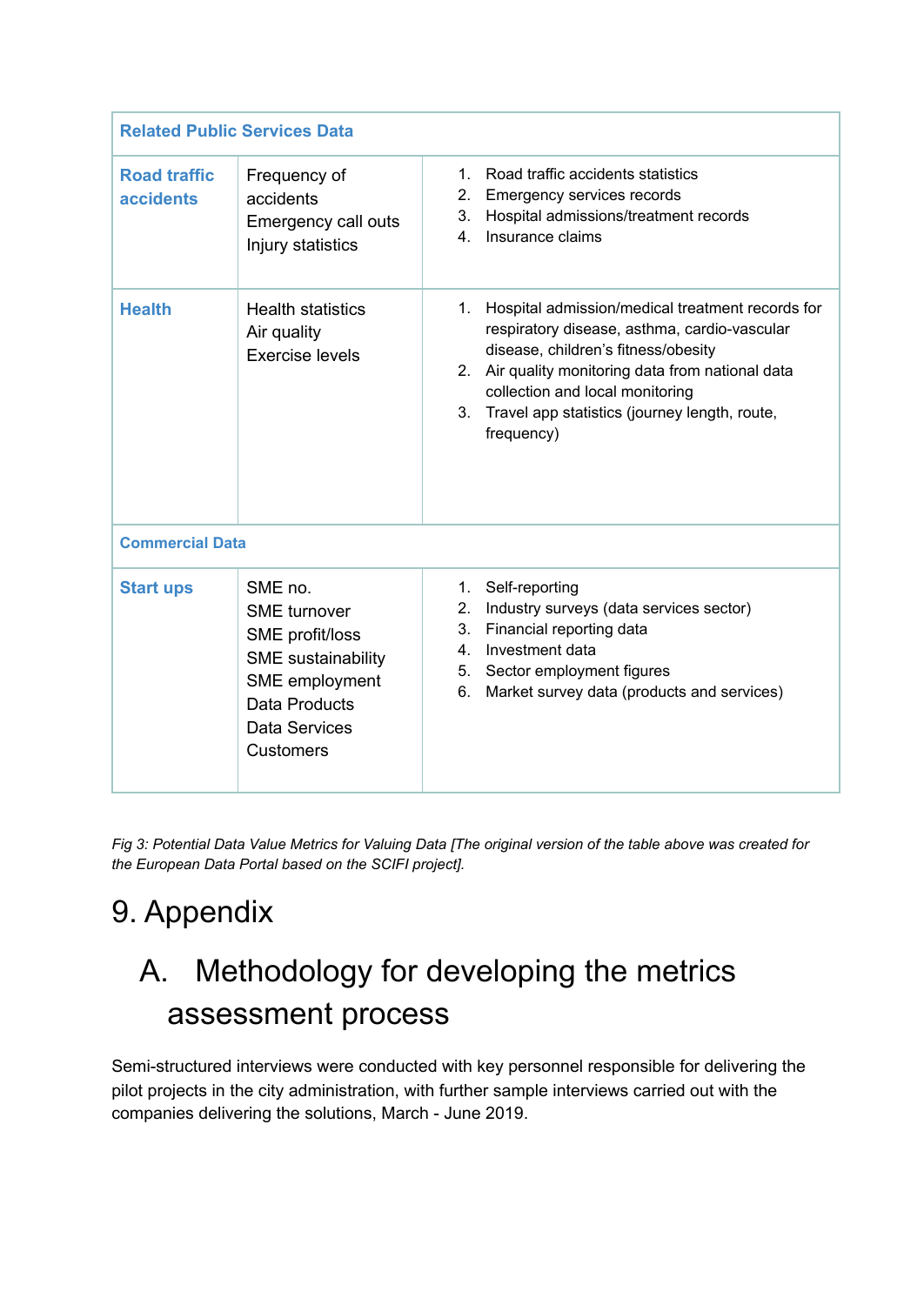| Related Public Services Data | | |
|---|---|---|
| **Road traffic accidents** | Frequency of accidents<br>Emergency call outs<br>Injury statistics | 1. Road traffic accidents statistics<br>2. Emergency services records<br>3. Hospital admissions/treatment records<br>4. Insurance claims |
| **Health** | Health statistics<br>Air quality<br>Exercise levels | 1. Hospital admission/medical treatment records for respiratory disease, asthma, cardio-vascular disease, children's fitness/obesity<br>2. Air quality monitoring data from national data collection and local monitoring<br>3. Travel app statistics (journey length, route, frequency) |
| **Commercial Data** | | |
| **Start ups** | SME no.<br>SME turnover<br>SME profit/loss<br>SME sustainability<br>SME employment<br>Data Products<br>Data Services<br>Customers | 1. Self-reporting<br>2. Industry surveys (data services sector)<br>3. Financial reporting data<br>4. Investment data<br>5. Sector employment figures<br>6. Market survey data (products and services) |

*Fig 3: Potential Data Value Metrics for Valuing Data [The original version of the table above was created for the European Data Portal based on the SCIFI project].*

# 9. Appendix

## A. Methodology for developing the metrics assessment process

Semi-structured interviews were conducted with key personnel responsible for delivering the pilot projects in the city administration, with further sample interviews carried out with the companies delivering the solutions, March - June 2019.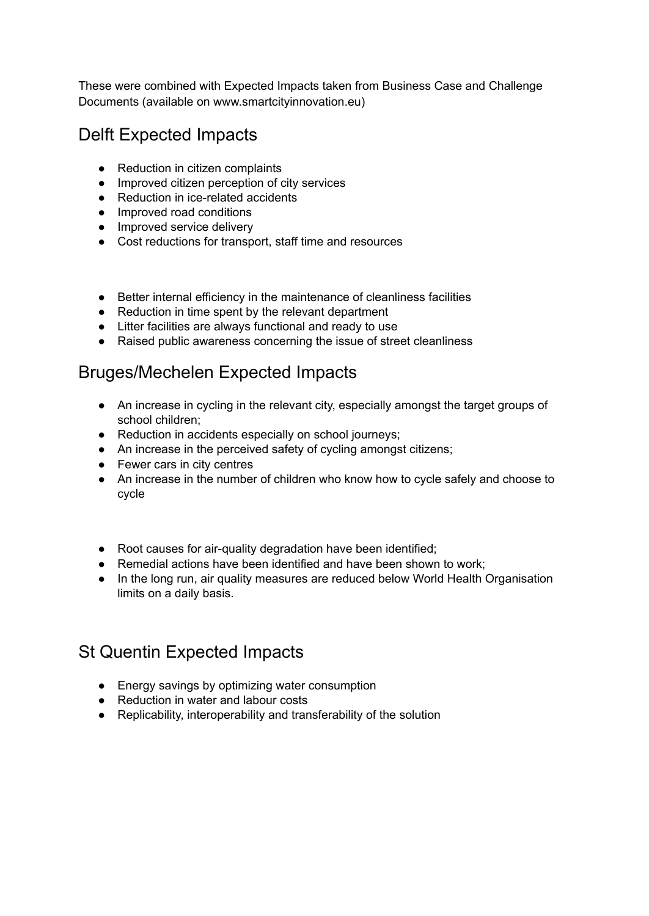These were combined with Expected Impacts taken from Business Case and Challenge Documents (available on www.smartcityinnovation.eu)

## Delft Expected Impacts

- Reduction in citizen complaints
- Improved citizen perception of city services
- Reduction in ice-related accidents
- Improved road conditions
- Improved service delivery
- Cost reductions for transport, staff time and resources

- Better internal efficiency in the maintenance of cleanliness facilities
- Reduction in time spent by the relevant department
- Litter facilities are always functional and ready to use
- Raised public awareness concerning the issue of street cleanliness

## Bruges/Mechelen Expected Impacts

- An increase in cycling in the relevant city, especially amongst the target groups of school children;
- Reduction in accidents especially on school journeys;
- An increase in the perceived safety of cycling amongst citizens;
- Fewer cars in city centres
- An increase in the number of children who know how to cycle safely and choose to cycle

- Root causes for air-quality degradation have been identified;
- Remedial actions have been identified and have been shown to work;
- In the long run, air quality measures are reduced below World Health Organisation limits on a daily basis.

## St Quentin Expected Impacts

- Energy savings by optimizing water consumption
- Reduction in water and labour costs
- Replicability, interoperability and transferability of the solution